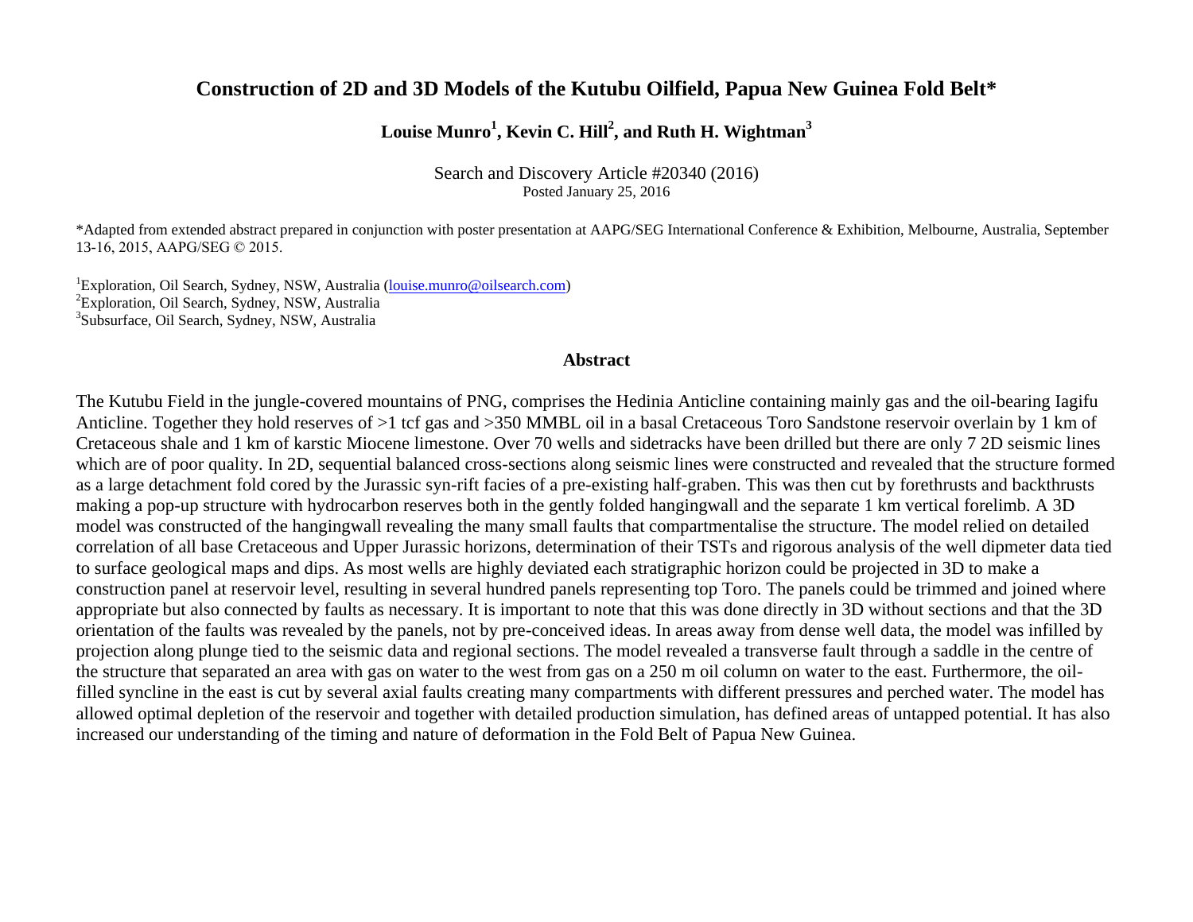# Construction of 2D and 3D Models of the Kutubu Oilfield, Papua New Guinea Fold Belt*

**Louise Munro[1], Kevin C. Hill[2], and Ruth H. Wightman[3]**

Search and Discovery Article #20340 (2016)
Posted January 25, 2016

*Adapted from extended abstract prepared in conjunction with poster presentation at AAPG/SEG International Conference & Exhibition, Melbourne, Australia, September 13-16, 2015, AAPG/SEG © 2015.

[1]Exploration, Oil Search, Sydney, NSW, Australia (louise.munro@oilsearch.com)
[2]Exploration, Oil Search, Sydney, NSW, Australia
[3]Subsurface, Oil Search, Sydney, NSW, Australia

## Abstract

The Kutubu Field in the jungle-covered mountains of PNG, comprises the Hedinia Anticline containing mainly gas and the oil-bearing Iagifu Anticline. Together they hold reserves of >1 tcf gas and >350 MMBL oil in a basal Cretaceous Toro Sandstone reservoir overlain by 1 km of Cretaceous shale and 1 km of karstic Miocene limestone. Over 70 wells and sidetracks have been drilled but there are only 7 2D seismic lines which are of poor quality. In 2D, sequential balanced cross-sections along seismic lines were constructed and revealed that the structure formed as a large detachment fold cored by the Jurassic syn-rift facies of a pre-existing half-graben. This was then cut by forethrusts and backthrusts making a pop-up structure with hydrocarbon reserves both in the gently folded hangingwall and the separate 1 km vertical forelimb. A 3D model was constructed of the hangingwall revealing the many small faults that compartmentalise the structure. The model relied on detailed correlation of all base Cretaceous and Upper Jurassic horizons, determination of their TSTs and rigorous analysis of the well dipmeter data tied to surface geological maps and dips. As most wells are highly deviated each stratigraphic horizon could be projected in 3D to make a construction panel at reservoir level, resulting in several hundred panels representing top Toro. The panels could be trimmed and joined where appropriate but also connected by faults as necessary. It is important to note that this was done directly in 3D without sections and that the 3D orientation of the faults was revealed by the panels, not by pre-conceived ideas. In areas away from dense well data, the model was infilled by projection along plunge tied to the seismic data and regional sections. The model revealed a transverse fault through a saddle in the centre of the structure that separated an area with gas on water to the west from gas on a 250 m oil column on water to the east. Furthermore, the oil-filled syncline in the east is cut by several axial faults creating many compartments with different pressures and perched water. The model has allowed optimal depletion of the reservoir and together with detailed production simulation, has defined areas of untapped potential. It has also increased our understanding of the timing and nature of deformation in the Fold Belt of Papua New Guinea.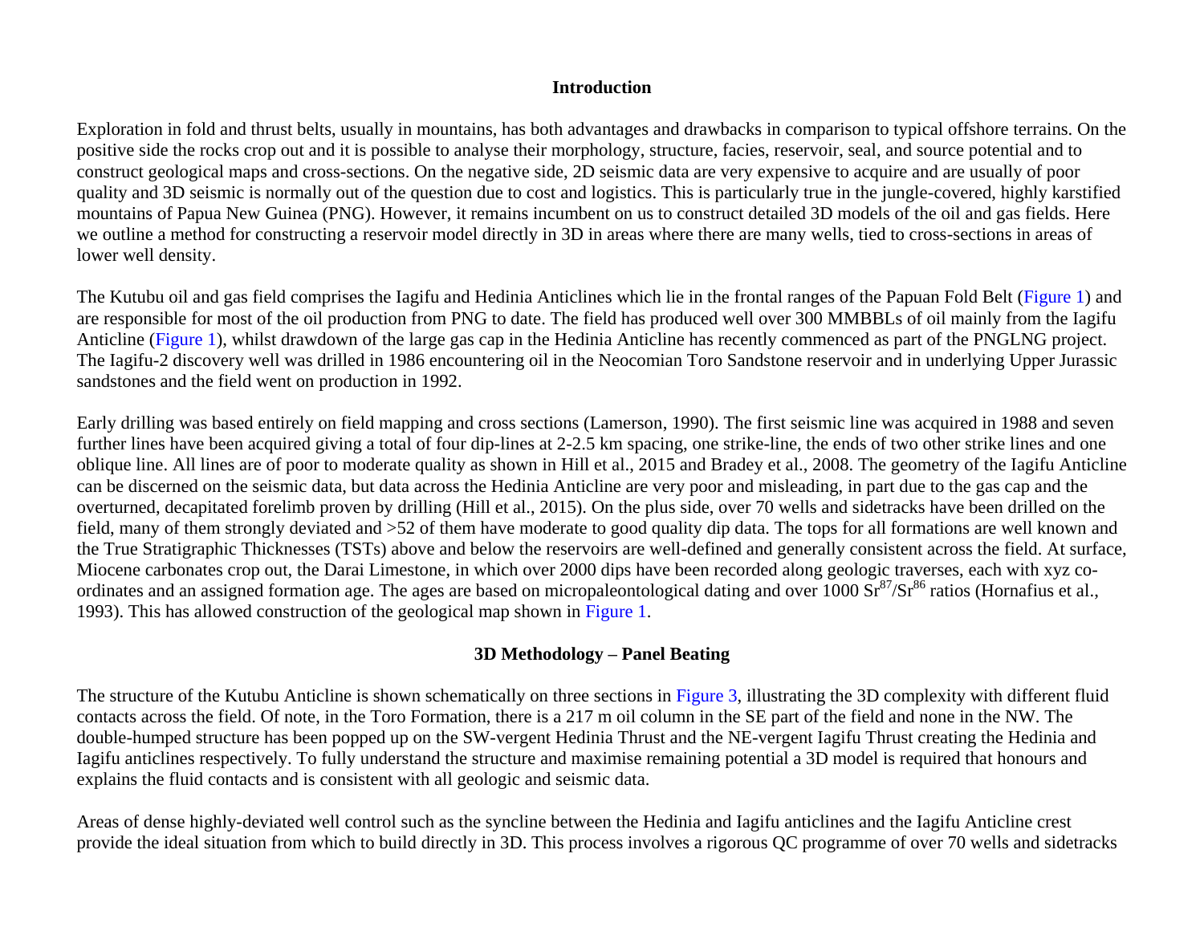## Introduction

Exploration in fold and thrust belts, usually in mountains, has both advantages and drawbacks in comparison to typical offshore terrains. On the positive side the rocks crop out and it is possible to analyse their morphology, structure, facies, reservoir, seal, and source potential and to construct geological maps and cross-sections. On the negative side, 2D seismic data are very expensive to acquire and are usually of poor quality and 3D seismic is normally out of the question due to cost and logistics. This is particularly true in the jungle-covered, highly karstified mountains of Papua New Guinea (PNG). However, it remains incumbent on us to construct detailed 3D models of the oil and gas fields. Here we outline a method for constructing a reservoir model directly in 3D in areas where there are many wells, tied to cross-sections in areas of lower well density.

The Kutubu oil and gas field comprises the Iagifu and Hedinia Anticlines which lie in the frontal ranges of the Papuan Fold Belt (Figure 1) and are responsible for most of the oil production from PNG to date. The field has produced well over 300 MMBBLs of oil mainly from the Iagifu Anticline (Figure 1), whilst drawdown of the large gas cap in the Hedinia Anticline has recently commenced as part of the PNGLNG project. The Iagifu-2 discovery well was drilled in 1986 encountering oil in the Neocomian Toro Sandstone reservoir and in underlying Upper Jurassic sandstones and the field went on production in 1992.

Early drilling was based entirely on field mapping and cross sections (Lamerson, 1990). The first seismic line was acquired in 1988 and seven further lines have been acquired giving a total of four dip-lines at 2-2.5 km spacing, one strike-line, the ends of two other strike lines and one oblique line. All lines are of poor to moderate quality as shown in Hill et al., 2015 and Bradey et al., 2008. The geometry of the Iagifu Anticline can be discerned on the seismic data, but data across the Hedinia Anticline are very poor and misleading, in part due to the gas cap and the overturned, decapitated forelimb proven by drilling (Hill et al., 2015). On the plus side, over 70 wells and sidetracks have been drilled on the field, many of them strongly deviated and >52 of them have moderate to good quality dip data. The tops for all formations are well known and the True Stratigraphic Thicknesses (TSTs) above and below the reservoirs are well-defined and generally consistent across the field. At surface, Miocene carbonates crop out, the Darai Limestone, in which over 2000 dips have been recorded along geologic traverses, each with xyz co-ordinates and an assigned formation age. The ages are based on micropaleontological dating and over 1000 $Sr^{87}/Sr^{86}$ ratios (Hornafius et al., 1993). This has allowed construction of the geological map shown in Figure 1.

## 3D Methodology – Panel Beating

The structure of the Kutubu Anticline is shown schematically on three sections in Figure 3, illustrating the 3D complexity with different fluid contacts across the field. Of note, in the Toro Formation, there is a 217 m oil column in the SE part of the field and none in the NW. The double-humped structure has been popped up on the SW-vergent Hedinia Thrust and the NE-vergent Iagifu Thrust creating the Hedinia and Iagifu anticlines respectively. To fully understand the structure and maximise remaining potential a 3D model is required that honours and explains the fluid contacts and is consistent with all geologic and seismic data.

Areas of dense highly-deviated well control such as the syncline between the Hedinia and Iagifu anticlines and the Iagifu Anticline crest provide the ideal situation from which to build directly in 3D. This process involves a rigorous QC programme of over 70 wells and sidetracks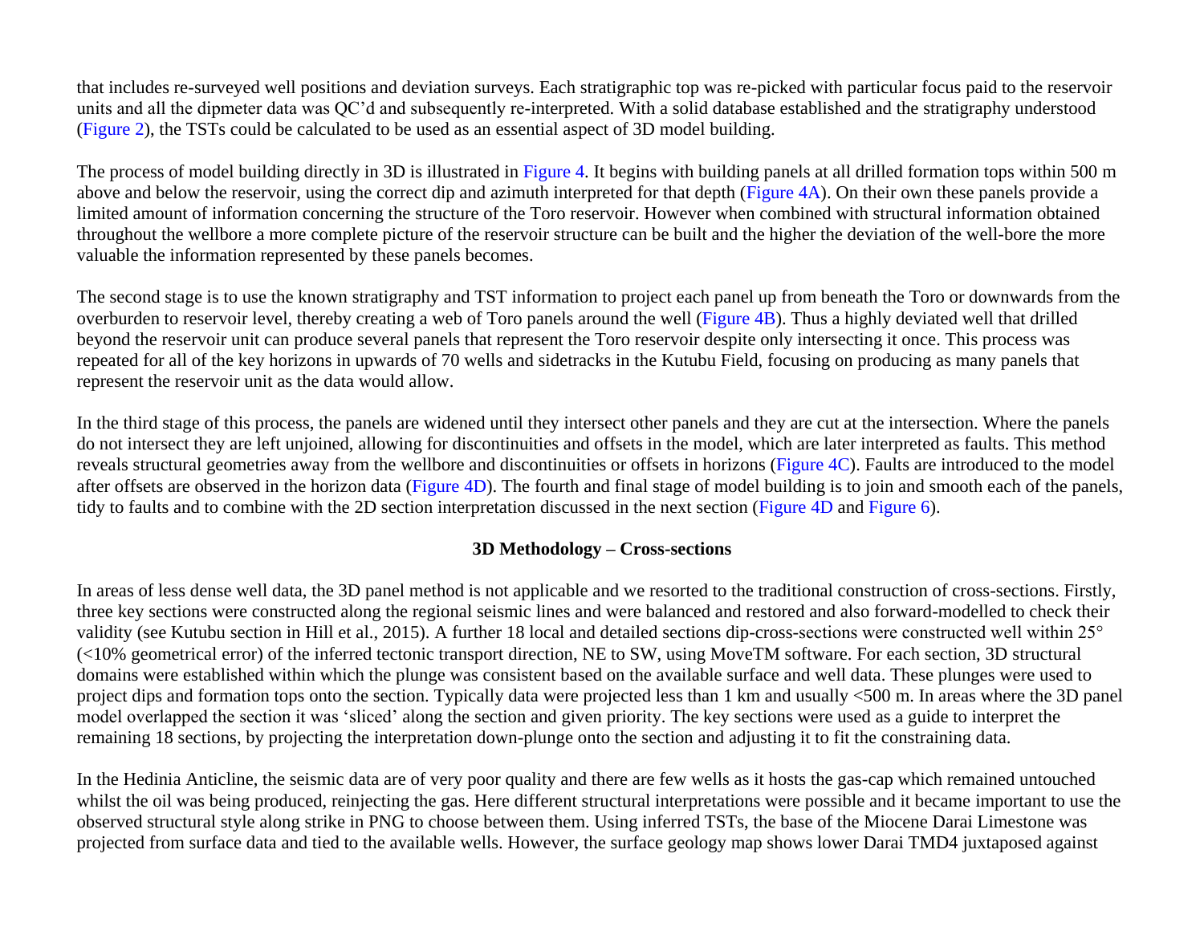that includes re-surveyed well positions and deviation surveys. Each stratigraphic top was re-picked with particular focus paid to the reservoir units and all the dipmeter data was QC'd and subsequently re-interpreted. With a solid database established and the stratigraphy understood (Figure 2), the TSTs could be calculated to be used as an essential aspect of 3D model building.

The process of model building directly in 3D is illustrated in Figure 4. It begins with building panels at all drilled formation tops within 500 m above and below the reservoir, using the correct dip and azimuth interpreted for that depth (Figure 4A). On their own these panels provide a limited amount of information concerning the structure of the Toro reservoir. However when combined with structural information obtained throughout the wellbore a more complete picture of the reservoir structure can be built and the higher the deviation of the well-bore the more valuable the information represented by these panels becomes.

The second stage is to use the known stratigraphy and TST information to project each panel up from beneath the Toro or downwards from the overburden to reservoir level, thereby creating a web of Toro panels around the well (Figure 4B). Thus a highly deviated well that drilled beyond the reservoir unit can produce several panels that represent the Toro reservoir despite only intersecting it once. This process was repeated for all of the key horizons in upwards of 70 wells and sidetracks in the Kutubu Field, focusing on producing as many panels that represent the reservoir unit as the data would allow.

In the third stage of this process, the panels are widened until they intersect other panels and they are cut at the intersection. Where the panels do not intersect they are left unjoined, allowing for discontinuities and offsets in the model, which are later interpreted as faults. This method reveals structural geometries away from the wellbore and discontinuities or offsets in horizons (Figure 4C). Faults are introduced to the model after offsets are observed in the horizon data (Figure 4D). The fourth and final stage of model building is to join and smooth each of the panels, tidy to faults and to combine with the 2D section interpretation discussed in the next section (Figure 4D and Figure 6).

### 3D Methodology – Cross-sections

In areas of less dense well data, the 3D panel method is not applicable and we resorted to the traditional construction of cross-sections. Firstly, three key sections were constructed along the regional seismic lines and were balanced and restored and also forward-modelled to check their validity (see Kutubu section in Hill et al., 2015). A further 18 local and detailed sections dip-cross-sections were constructed well within 25° (<10% geometrical error) of the inferred tectonic transport direction, NE to SW, using MoveTM software. For each section, 3D structural domains were established within which the plunge was consistent based on the available surface and well data. These plunges were used to project dips and formation tops onto the section. Typically data were projected less than 1 km and usually <500 m. In areas where the 3D panel model overlapped the section it was 'sliced' along the section and given priority. The key sections were used as a guide to interpret the remaining 18 sections, by projecting the interpretation down-plunge onto the section and adjusting it to fit the constraining data.

In the Hedinia Anticline, the seismic data are of very poor quality and there are few wells as it hosts the gas-cap which remained untouched whilst the oil was being produced, reinjecting the gas. Here different structural interpretations were possible and it became important to use the observed structural style along strike in PNG to choose between them. Using inferred TSTs, the base of the Miocene Darai Limestone was projected from surface data and tied to the available wells. However, the surface geology map shows lower Darai TMD4 juxtaposed against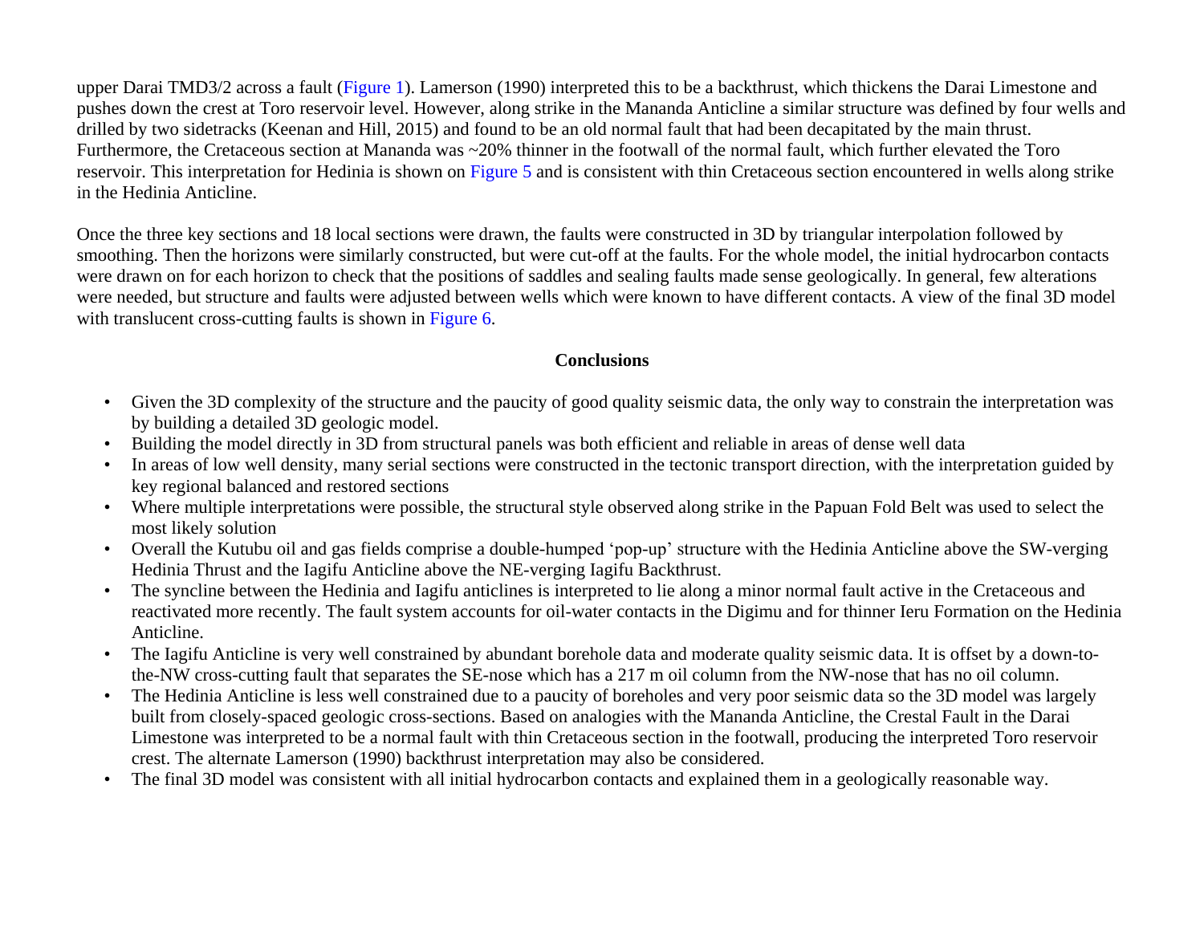upper Darai TMD3/2 across a fault (Figure 1). Lamerson (1990) interpreted this to be a backthrust, which thickens the Darai Limestone and pushes down the crest at Toro reservoir level. However, along strike in the Mananda Anticline a similar structure was defined by four wells and drilled by two sidetracks (Keenan and Hill, 2015) and found to be an old normal fault that had been decapitated by the main thrust. Furthermore, the Cretaceous section at Mananda was ~20% thinner in the footwall of the normal fault, which further elevated the Toro reservoir. This interpretation for Hedinia is shown on Figure 5 and is consistent with thin Cretaceous section encountered in wells along strike in the Hedinia Anticline.

Once the three key sections and 18 local sections were drawn, the faults were constructed in 3D by triangular interpolation followed by smoothing. Then the horizons were similarly constructed, but were cut-off at the faults. For the whole model, the initial hydrocarbon contacts were drawn on for each horizon to check that the positions of saddles and sealing faults made sense geologically. In general, few alterations were needed, but structure and faults were adjusted between wells which were known to have different contacts. A view of the final 3D model with translucent cross-cutting faults is shown in Figure 6.

## Conclusions

- Given the 3D complexity of the structure and the paucity of good quality seismic data, the only way to constrain the interpretation was by building a detailed 3D geologic model.
- Building the model directly in 3D from structural panels was both efficient and reliable in areas of dense well data
- In areas of low well density, many serial sections were constructed in the tectonic transport direction, with the interpretation guided by key regional balanced and restored sections
- Where multiple interpretations were possible, the structural style observed along strike in the Papuan Fold Belt was used to select the most likely solution
- Overall the Kutubu oil and gas fields comprise a double-humped 'pop-up' structure with the Hedinia Anticline above the SW-verging Hedinia Thrust and the Iagifu Anticline above the NE-verging Iagifu Backthrust.
- The syncline between the Hedinia and Iagifu anticlines is interpreted to lie along a minor normal fault active in the Cretaceous and reactivated more recently. The fault system accounts for oil-water contacts in the Digimu and for thinner Ieru Formation on the Hedinia Anticline.
- The Iagifu Anticline is very well constrained by abundant borehole data and moderate quality seismic data. It is offset by a down-to-the-NW cross-cutting fault that separates the SE-nose which has a 217 m oil column from the NW-nose that has no oil column.
- The Hedinia Anticline is less well constrained due to a paucity of boreholes and very poor seismic data so the 3D model was largely built from closely-spaced geologic cross-sections. Based on analogies with the Mananda Anticline, the Crestal Fault in the Darai Limestone was interpreted to be a normal fault with thin Cretaceous section in the footwall, producing the interpreted Toro reservoir crest. The alternate Lamerson (1990) backthrust interpretation may also be considered.
- The final 3D model was consistent with all initial hydrocarbon contacts and explained them in a geologically reasonable way.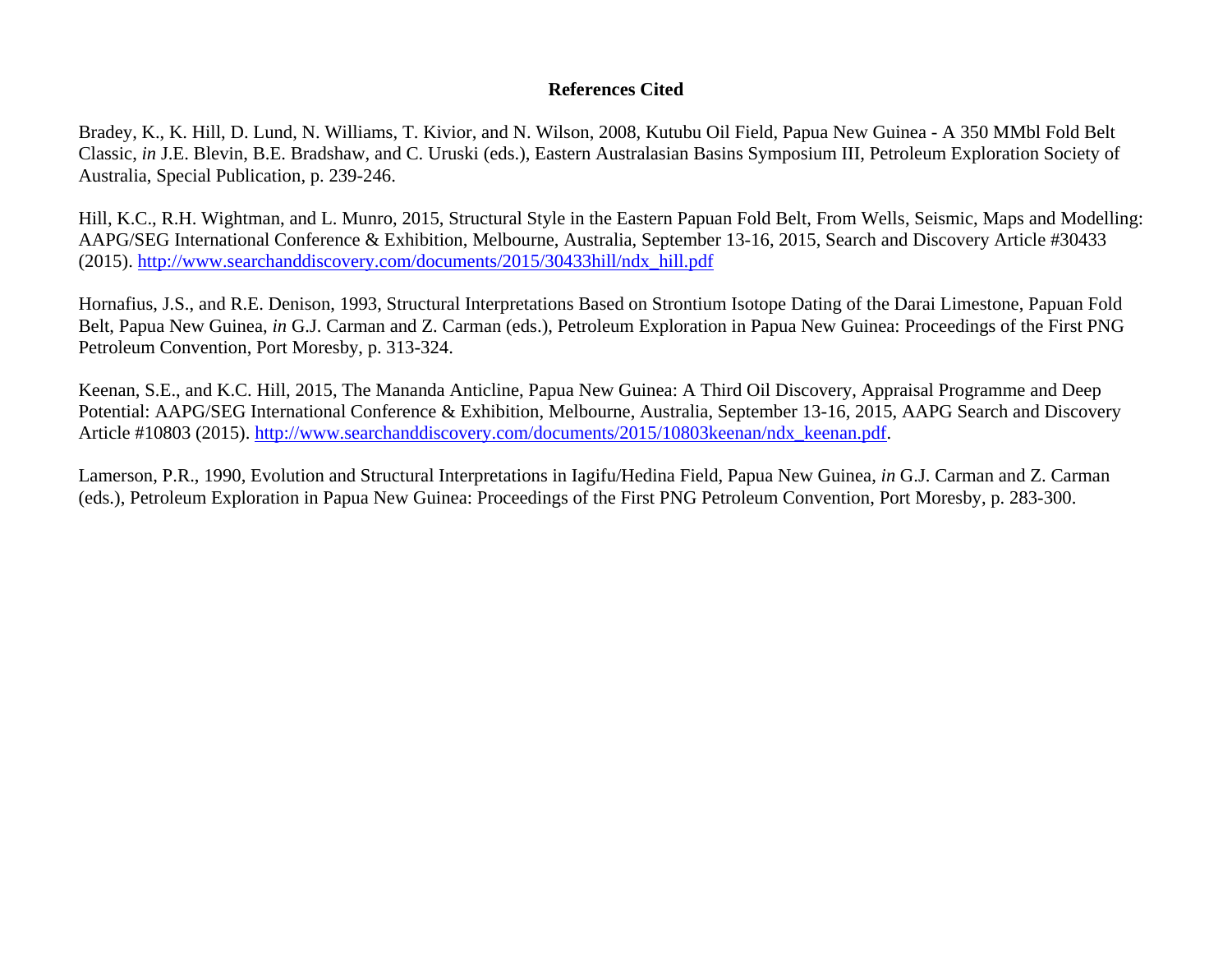## References Cited

Bradey, K., K. Hill, D. Lund, N. Williams, T. Kivior, and N. Wilson, 2008, Kutubu Oil Field, Papua New Guinea - A 350 MMbl Fold Belt Classic, *in* J.E. Blevin, B.E. Bradshaw, and C. Uruski (eds.), Eastern Australasian Basins Symposium III, Petroleum Exploration Society of Australia, Special Publication, p. 239-246.

Hill, K.C., R.H. Wightman, and L. Munro, 2015, Structural Style in the Eastern Papuan Fold Belt, From Wells, Seismic, Maps and Modelling: AAPG/SEG International Conference & Exhibition, Melbourne, Australia, September 13-16, 2015, Search and Discovery Article #30433 (2015). [http://www.searchanddiscovery.com/documents/2015/30433hill/ndx_hill.pdf](http://www.searchanddiscovery.com/documents/2015/30433hill/ndx_hill.pdf)

Hornafius, J.S., and R.E. Denison, 1993, Structural Interpretations Based on Strontium Isotope Dating of the Darai Limestone, Papuan Fold Belt, Papua New Guinea, *in* G.J. Carman and Z. Carman (eds.), Petroleum Exploration in Papua New Guinea: Proceedings of the First PNG Petroleum Convention, Port Moresby, p. 313-324.

Keenan, S.E., and K.C. Hill, 2015, The Mananda Anticline, Papua New Guinea: A Third Oil Discovery, Appraisal Programme and Deep Potential: AAPG/SEG International Conference & Exhibition, Melbourne, Australia, September 13-16, 2015, AAPG Search and Discovery Article #10803 (2015). [http://www.searchanddiscovery.com/documents/2015/10803keenan/ndx_keenan.pdf](http://www.searchanddiscovery.com/documents/2015/10803keenan/ndx_keenan.pdf).

Lamerson, P.R., 1990, Evolution and Structural Interpretations in Iagifu/Hedina Field, Papua New Guinea, *in* G.J. Carman and Z. Carman (eds.), Petroleum Exploration in Papua New Guinea: Proceedings of the First PNG Petroleum Convention, Port Moresby, p. 283-300.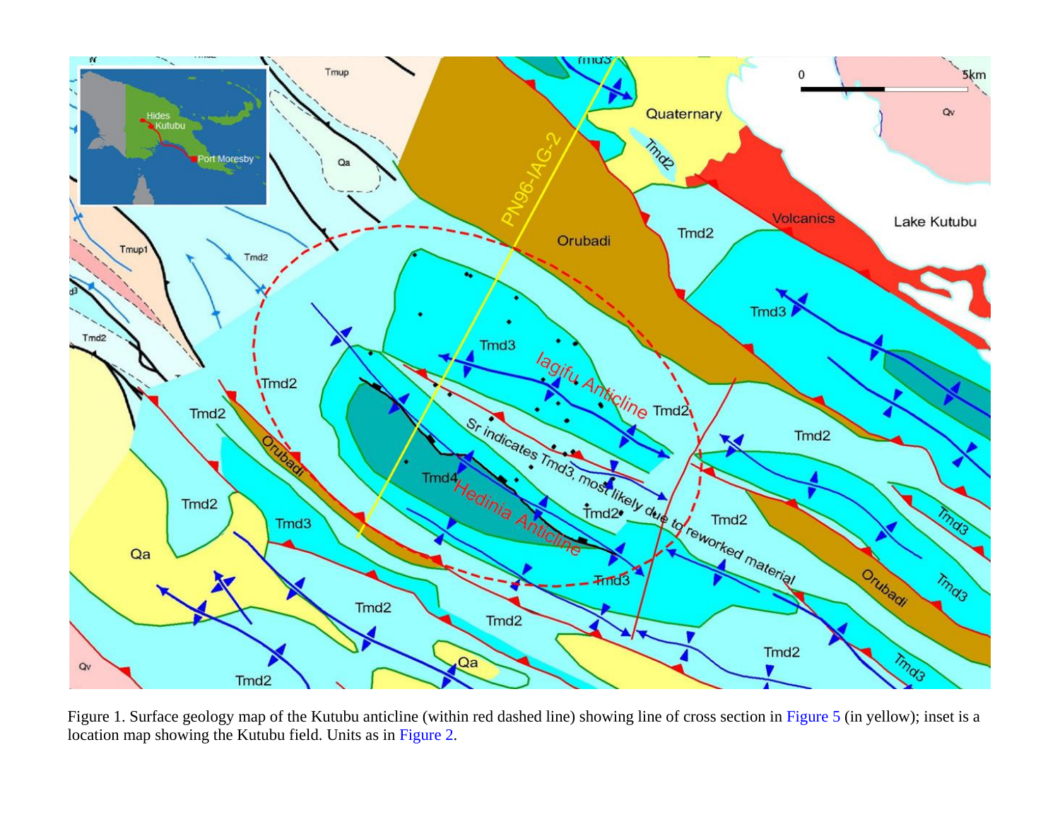Figure 1. Surface geology map of the Kutubu anticline (within red dashed line) showing line of cross section in Figure 5 (in yellow); inset is a location map showing the Kutubu field. Units as in Figure 2.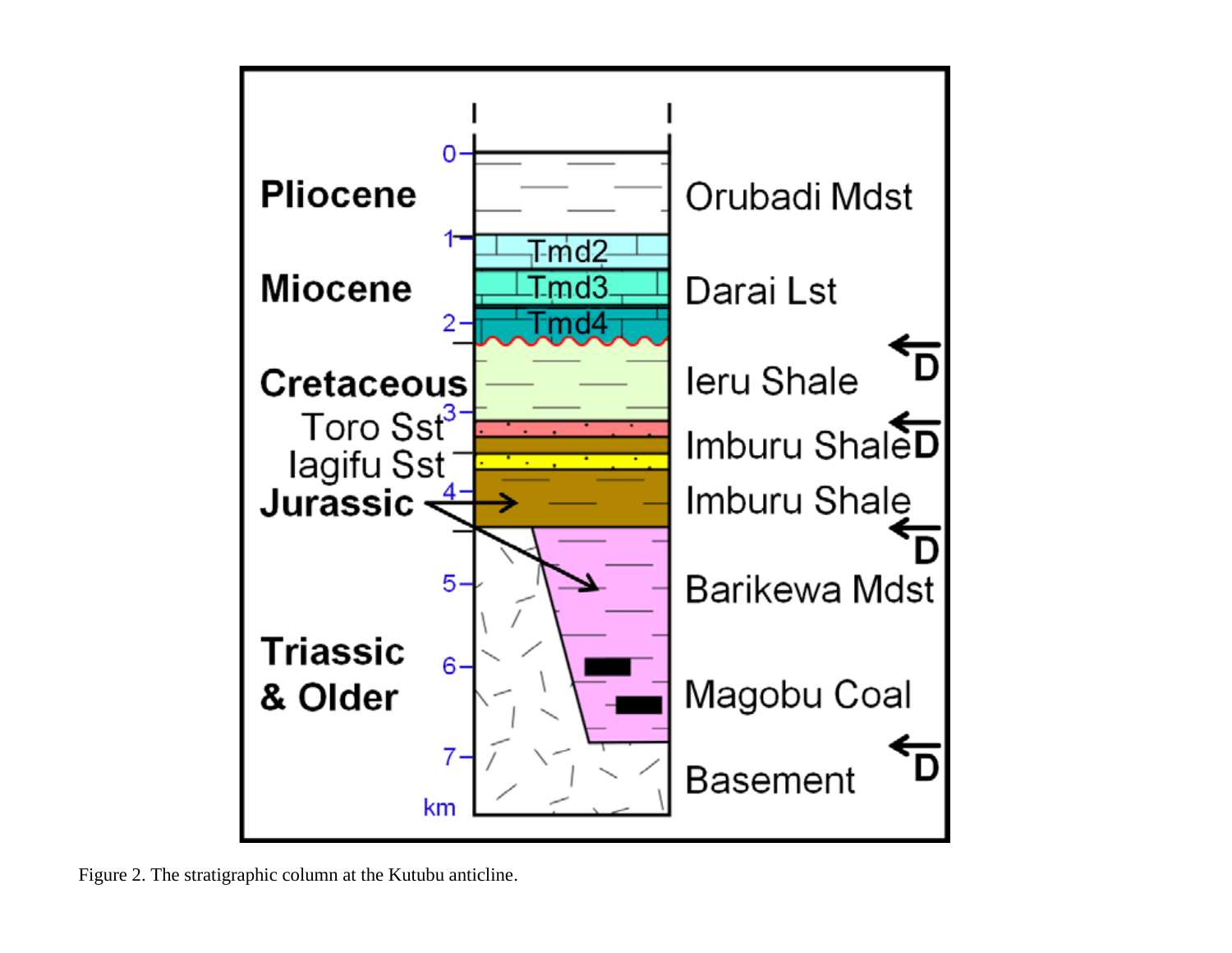Figure 2. The stratigraphic column at the Kutubu anticline.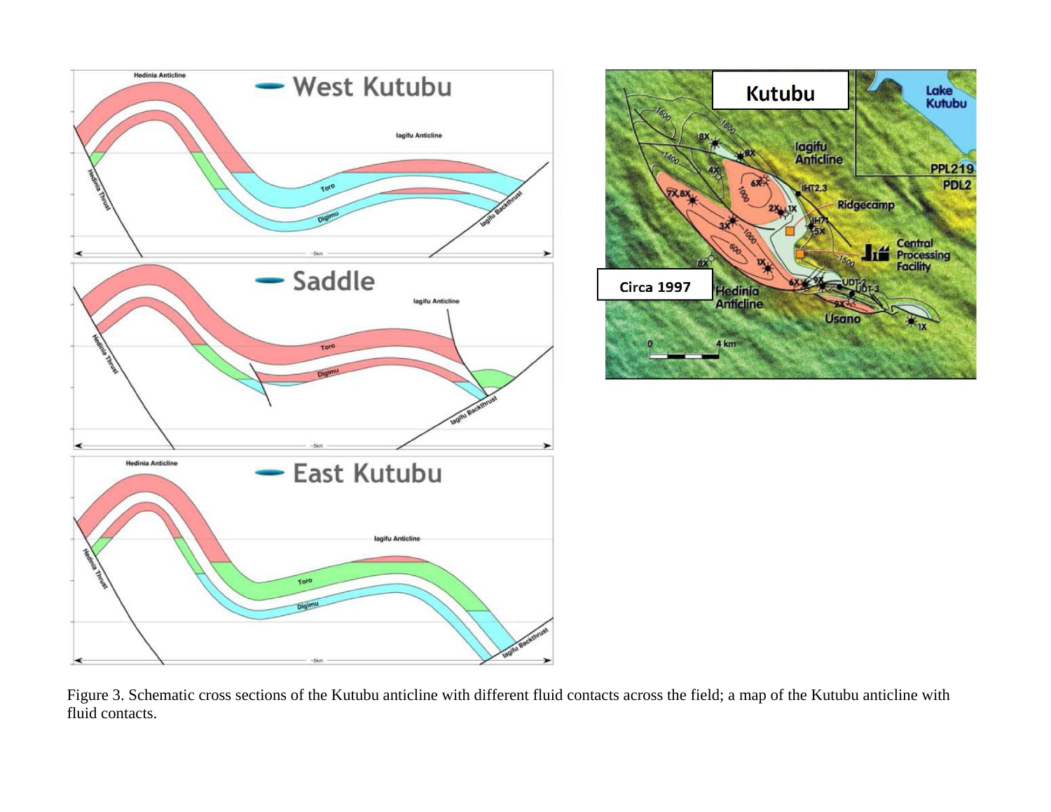Figure 3. Schematic cross sections of the Kutubu anticline with different fluid contacts across the field; a map of the Kutubu anticline with fluid contacts.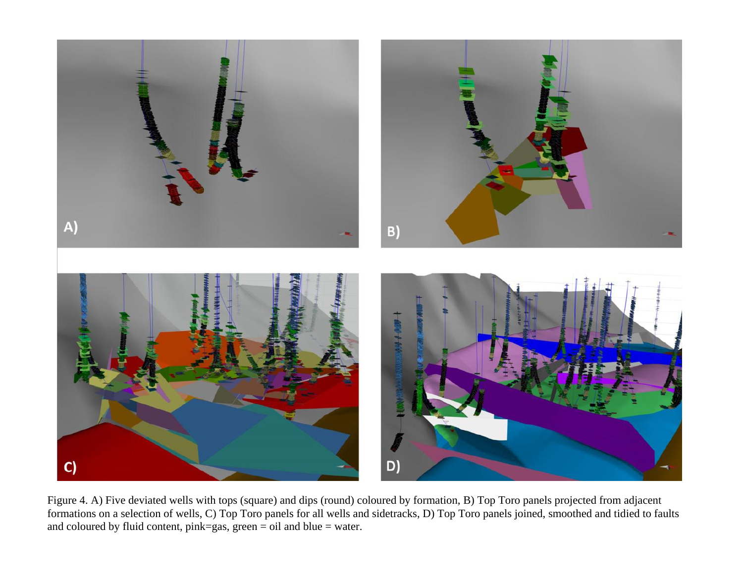Figure 4. A) Five deviated wells with tops (square) and dips (round) coloured by formation, B) Top Toro panels projected from adjacent formations on a selection of wells, C) Top Toro panels for all wells and sidetracks, D) Top Toro panels joined, smoothed and tidied to faults and coloured by fluid content, pink=gas, green = oil and blue = water.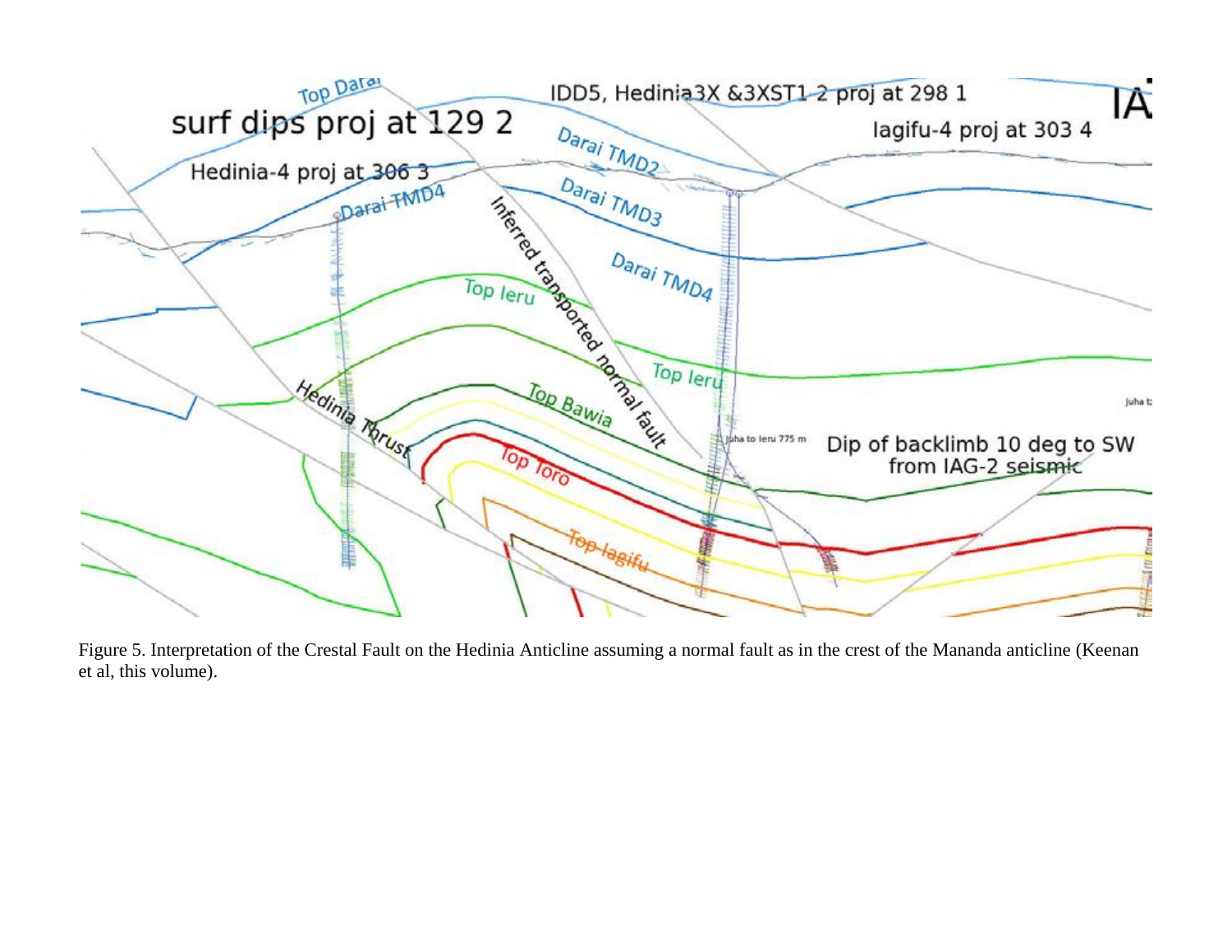Figure 5. Interpretation of the Crestal Fault on the Hedinia Anticline assuming a normal fault as in the crest of the Mananda anticline (Keenan et al, this volume).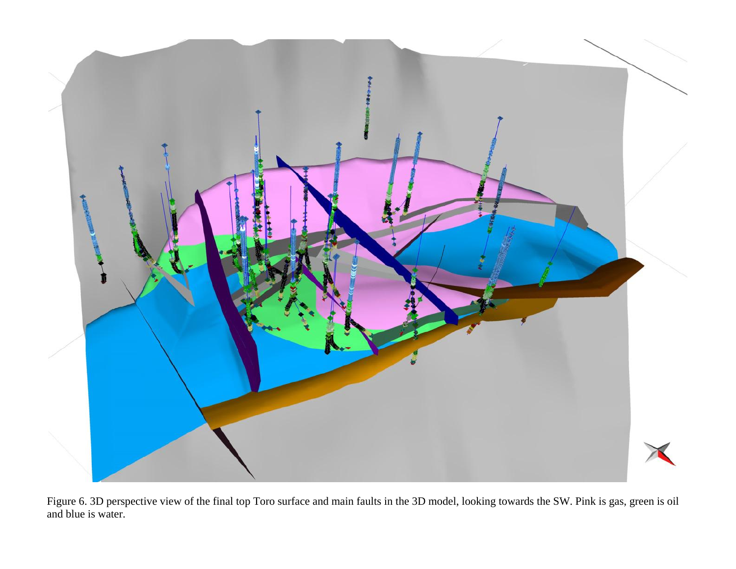Figure 6. 3D perspective view of the final top Toro surface and main faults in the 3D model, looking towards the SW. Pink is gas, green is oil and blue is water.